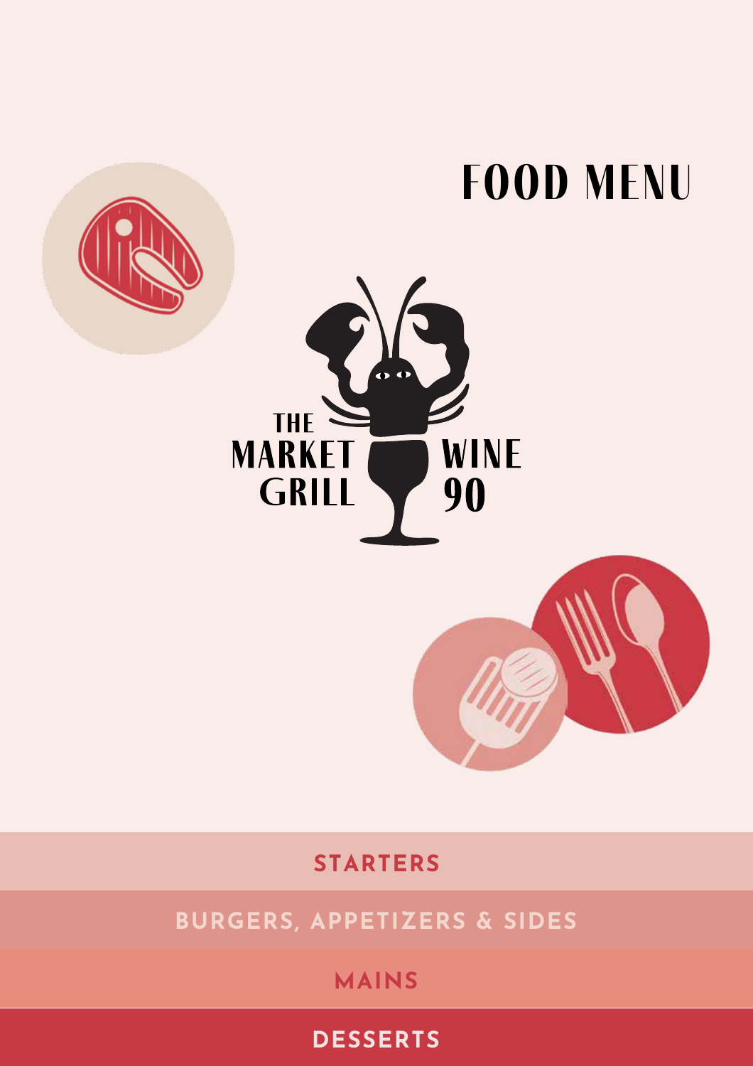# FOOD MENU

THE MARKET GRILL WINE 90

- STARTERS
- BURGERS, APPETIZERS & SIDES
- MAINS
- DESSERTS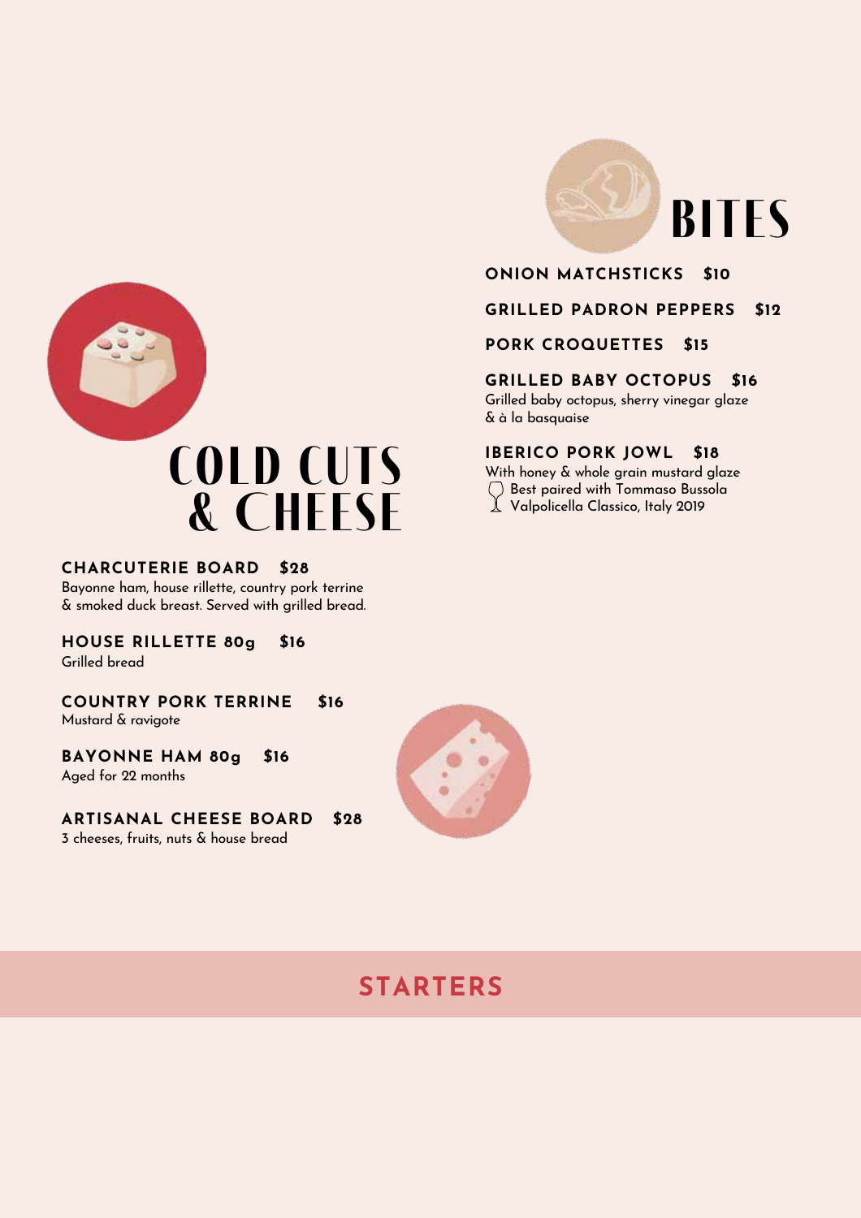# BITES

**ONION MATCHSTICKS** **$10**

**GRILLED PADRON PEPPERS** **$12**

**PORK CROQUETTES** **$15**

**GRILLED BABY OCTOPUS** **$16**
Grilled baby octopus, sherry vinegar glaze & à la basquaise

**IBERICO PORK JOWL** **$18**
With honey & whole grain mustard glaze
Best paired with Tommaso Bussola Valpolicella Classico, Italy 2019

# COLD CUTS & CHEESE

**CHARCUTERIE BOARD** **$28**
Bayonne ham, house rillette, country pork terrine & smoked duck breast. Served with grilled bread.

**HOUSE RILLETTE 80g** **$16**
Grilled bread

**COUNTRY PORK TERRINE** **$16**
Mustard & ravigote

**BAYONNE HAM 80g** **$16**
Aged for 22 months

**ARTISANAL CHEESE BOARD** **$28**
3 cheeses, fruits, nuts & house bread

## STARTERS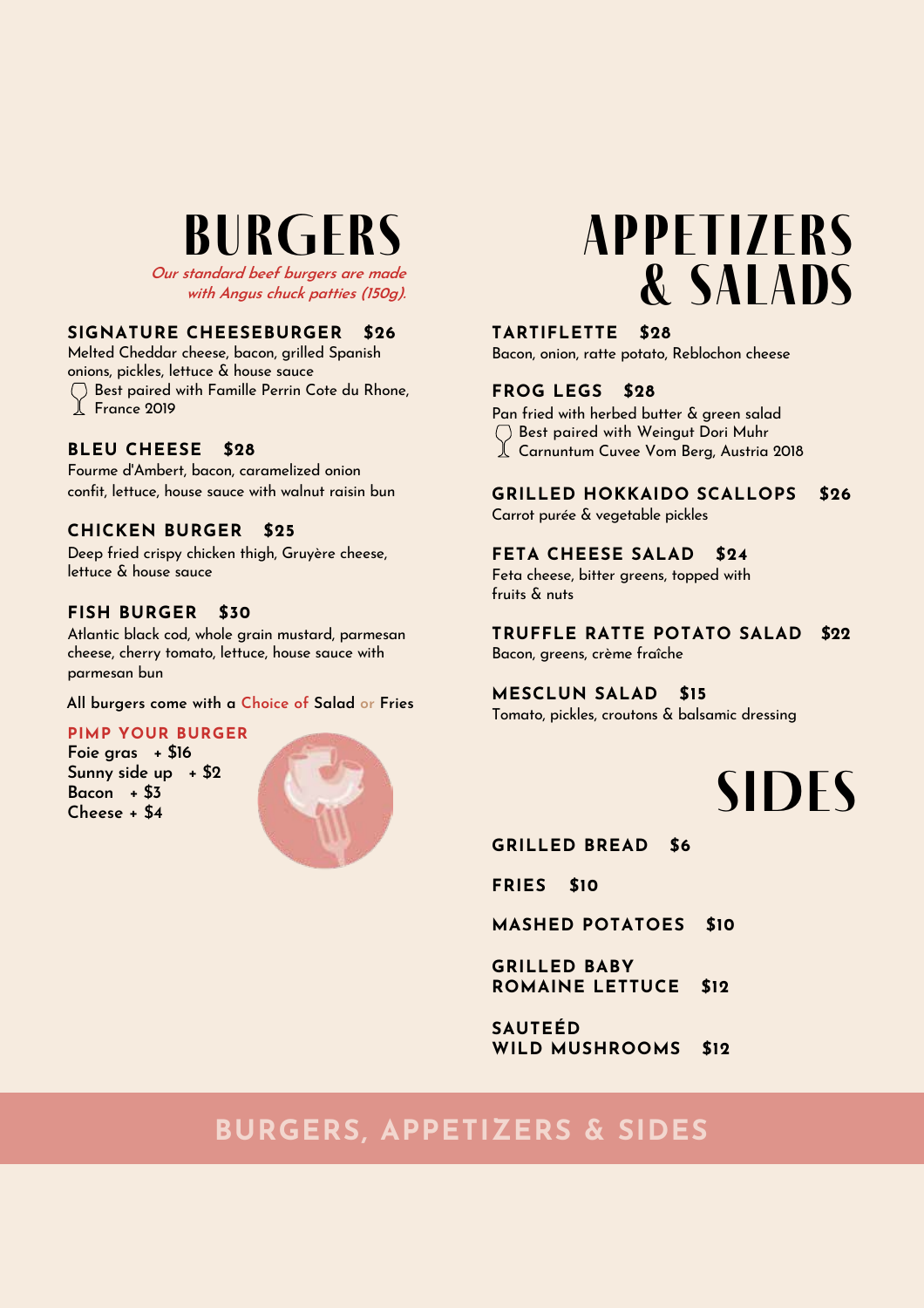# BURGERS

*Our standard beef burgers are made with Angus chuck patties (150g).*

### SIGNATURE CHEESEBURGER $26

Melted Cheddar cheese, bacon, grilled Spanish onions, pickles, lettuce & house sauce

Best paired with Famille Perrin Cote du Rhone, France 2019

### BLEU CHEESE $28

Fourme d'Ambert, bacon, caramelized onion confit, lettuce, house sauce with walnut raisin bun

### CHICKEN BURGER $25

Deep fried crispy chicken thigh, Gruyère cheese, lettuce & house sauce

### FISH BURGER $30

Atlantic black cod, whole grain mustard, parmesan cheese, cherry tomato, lettuce, house sauce with parmesan bun

All burgers come with a Choice of Salad or Fries

### PIMP YOUR BURGER

Foie gras + $16
Sunny side up + $2
Bacon + $3
Cheese + $4

# APPETIZERS & SALADS

### TARTIFLETTE $28

Bacon, onion, ratte potato, Reblochon cheese

### FROG LEGS $28

Pan fried with herbed butter & green salad

Best paired with Weingut Dori Muhr Carnuntum Cuvee Vom Berg, Austria 2018

### GRILLED HOKKAIDO SCALLOPS $26

Carrot purée & vegetable pickles

### FETA CHEESE SALAD $24

Feta cheese, bitter greens, topped with fruits & nuts

### TRUFFLE RATTE POTATO SALAD $22

Bacon, greens, crème fraîche

### MESCLUN SALAD $15

Tomato, pickles, croutons & balsamic dressing

# SIDES

**GRILLED BREAD $6**

**FRIES $10**

**MASHED POTATOES $10**

**GRILLED BABY ROMAINE LETTUCE $12**

**SAUTEÉD WILD MUSHROOMS $12**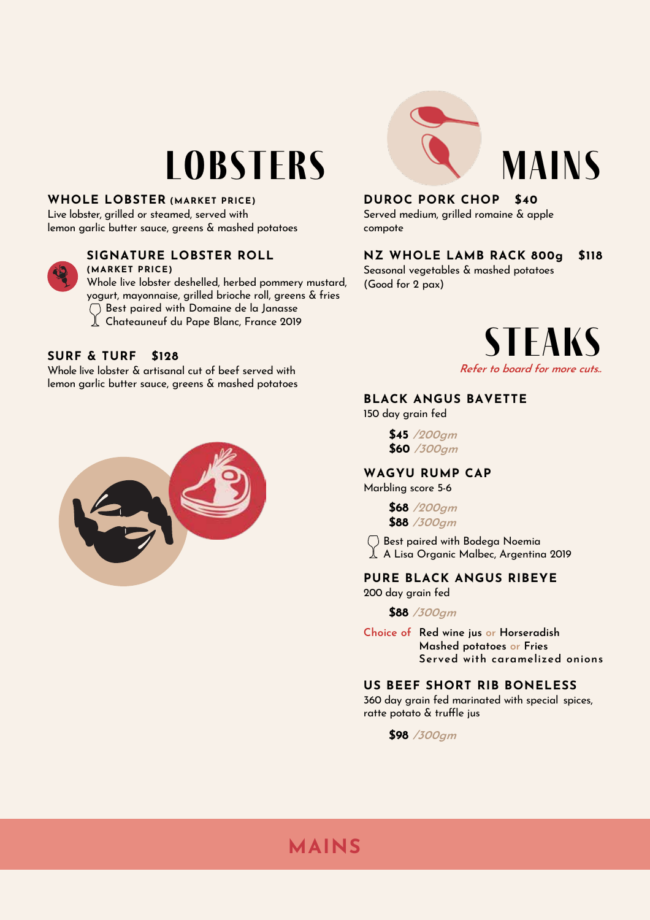# LOBSTERS

### WHOLE LOBSTER (MARKET PRICE)

Live lobster, grilled or steamed, served with lemon garlic butter sauce, greens & mashed potatoes

### SIGNATURE LOBSTER ROLL (MARKET PRICE)

Whole live lobster deshelled, herbed pommery mustard, yogurt, mayonnaise, grilled brioche roll, greens & fries

Best paired with Domaine de la Janasse Chateauneuf du Pape Blanc, France 2019

### SURF & TURF $128

Whole live lobster & artisanal cut of beef served with lemon garlic butter sauce, greens & mashed potatoes

# MAINS

### DUROC PORK CHOP $40

Served medium, grilled romaine & apple compote

### NZ WHOLE LAMB RACK 800g $118

Seasonal vegetables & mashed potatoes (Good for 2 pax)

# STEAKS

*Refer to board for more cuts..*

### BLACK ANGUS BAVETTE

150 day grain fed

**$45** */200gm*
**$60** */300gm*

### WAGYU RUMP CAP

Marbling score 5-6

**$68** */200gm*
**$88** */300gm*

Best paired with Bodega Noemia A Lisa Organic Malbec, Argentina 2019

### PURE BLACK ANGUS RIBEYE

200 day grain fed

**$88** */300gm*

Choice of Red wine jus or Horseradish
Mashed potatoes or Fries
Served with caramelized onions

### US BEEF SHORT RIB BONELESS

360 day grain fed marinated with special spices, ratte potato & truffle jus

**$98** */300gm*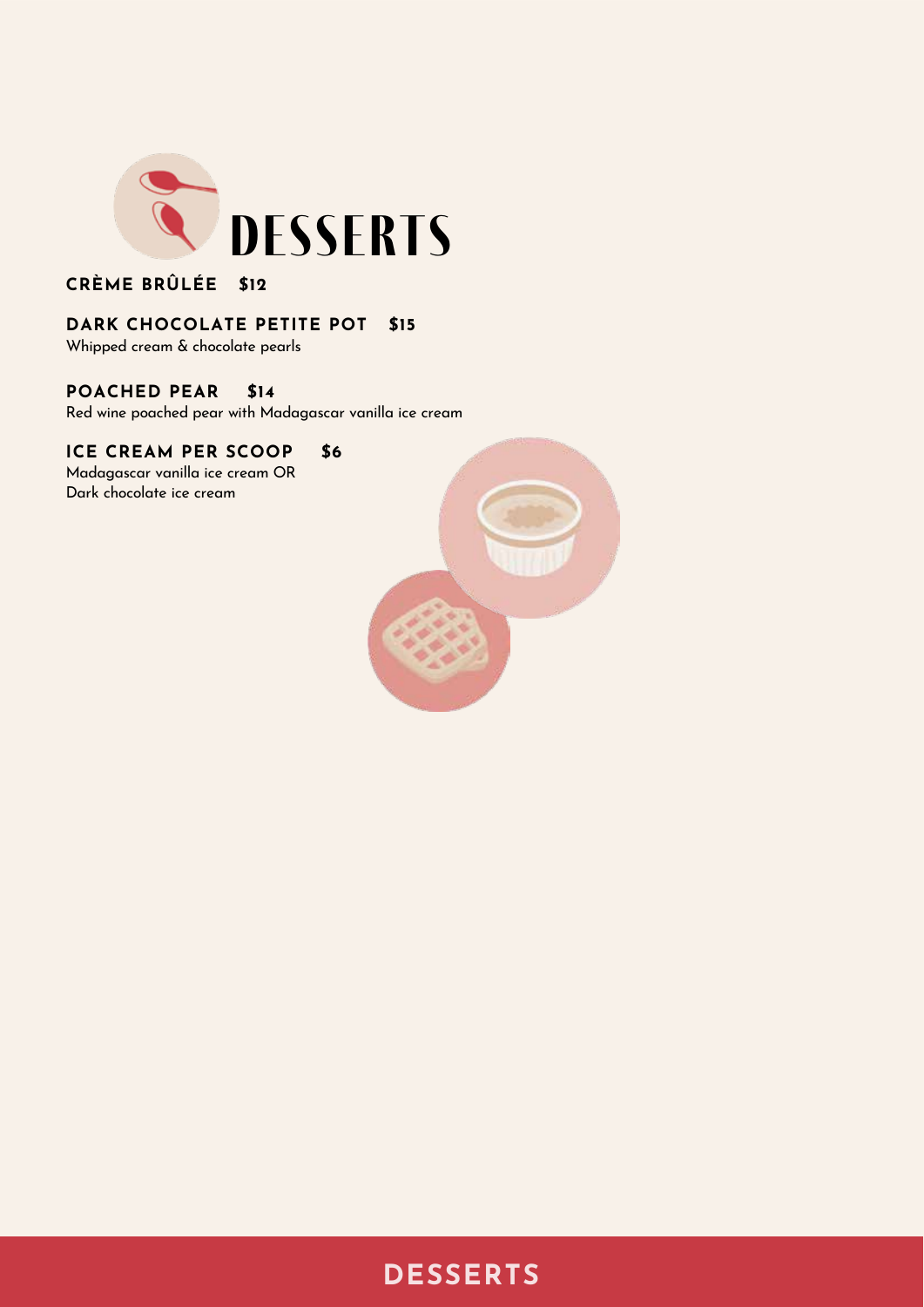# DESSERTS

**CRÈME BRÛLÉE $12**

**DARK CHOCOLATE PETITE POT $15**
Whipped cream & chocolate pearls

**POACHED PEAR $14**
Red wine poached pear with Madagascar vanilla ice cream

**ICE CREAM PER SCOOP $6**
Madagascar vanilla ice cream OR
Dark chocolate ice cream